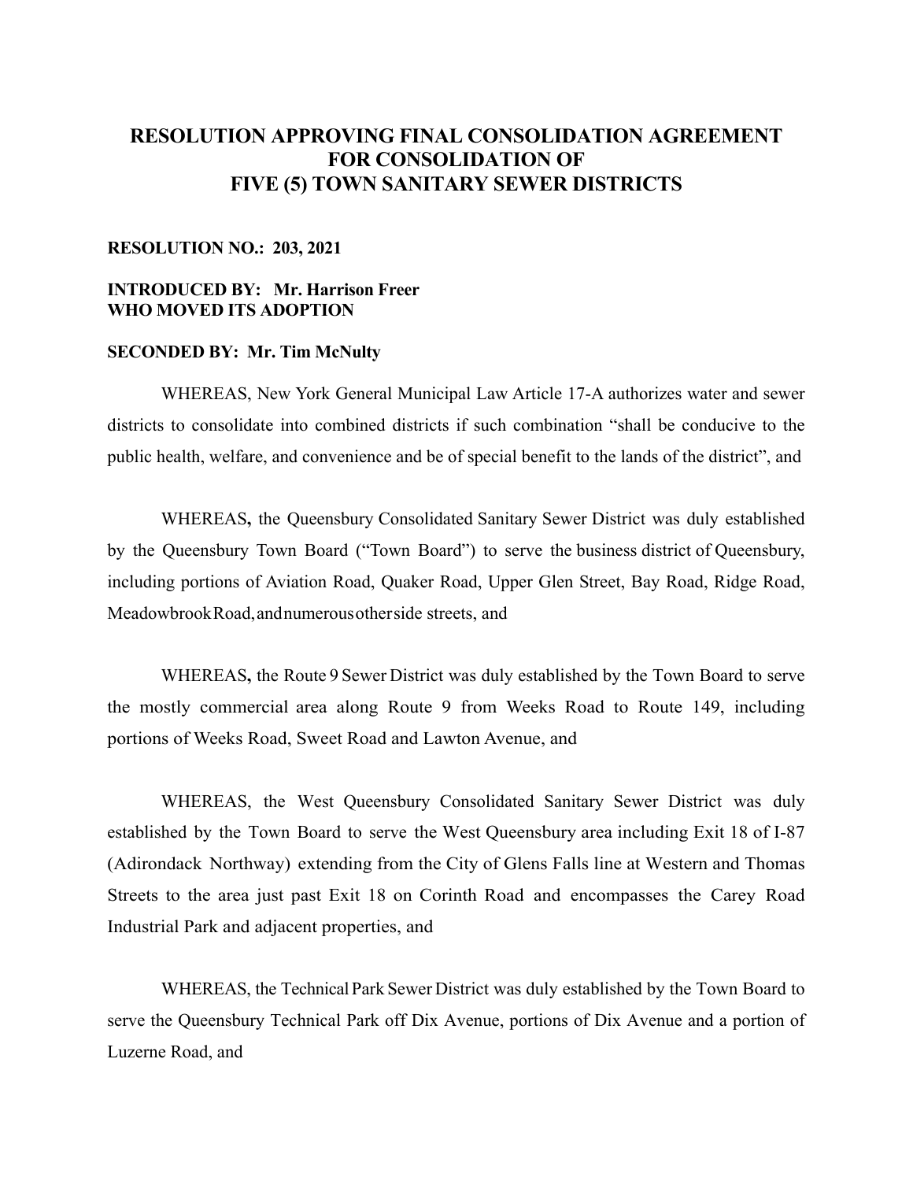# RESOLUTION APPROVING FINAL CONSOLIDATION AGREEMENT FOR CONSOLIDATION OF FIVE (5) TOWN SANITARY SEWER DISTRICTS

**RESOLUTION NO.: 203, 2021**

**INTRODUCED BY: Mr. Harrison Freer**
**WHO MOVED ITS ADOPTION**

**SECONDED BY: Mr. Tim McNulty**

WHEREAS, New York General Municipal Law Article 17-A authorizes water and sewer districts to consolidate into combined districts if such combination "shall be conducive to the public health, welfare, and convenience and be of special benefit to the lands of the district", and

WHEREAS**,** the Queensbury Consolidated Sanitary Sewer District was duly established by the Queensbury Town Board ("Town Board") to serve the business district of Queensbury, including portions of Aviation Road, Quaker Road, Upper Glen Street, Bay Road, Ridge Road, Meadowbrook Road, and numerous other side streets, and

WHEREAS**,** the Route 9 Sewer District was duly established by the Town Board to serve the mostly commercial area along Route 9 from Weeks Road to Route 149, including portions of Weeks Road, Sweet Road and Lawton Avenue, and

WHEREAS, the West Queensbury Consolidated Sanitary Sewer District was duly established by the Town Board to serve the West Queensbury area including Exit 18 of I-87 (Adirondack Northway) extending from the City of Glens Falls line at Western and Thomas Streets to the area just past Exit 18 on Corinth Road and encompasses the Carey Road Industrial Park and adjacent properties, and

WHEREAS, the Technical Park Sewer District was duly established by the Town Board to serve the Queensbury Technical Park off Dix Avenue, portions of Dix Avenue and a portion of Luzerne Road, and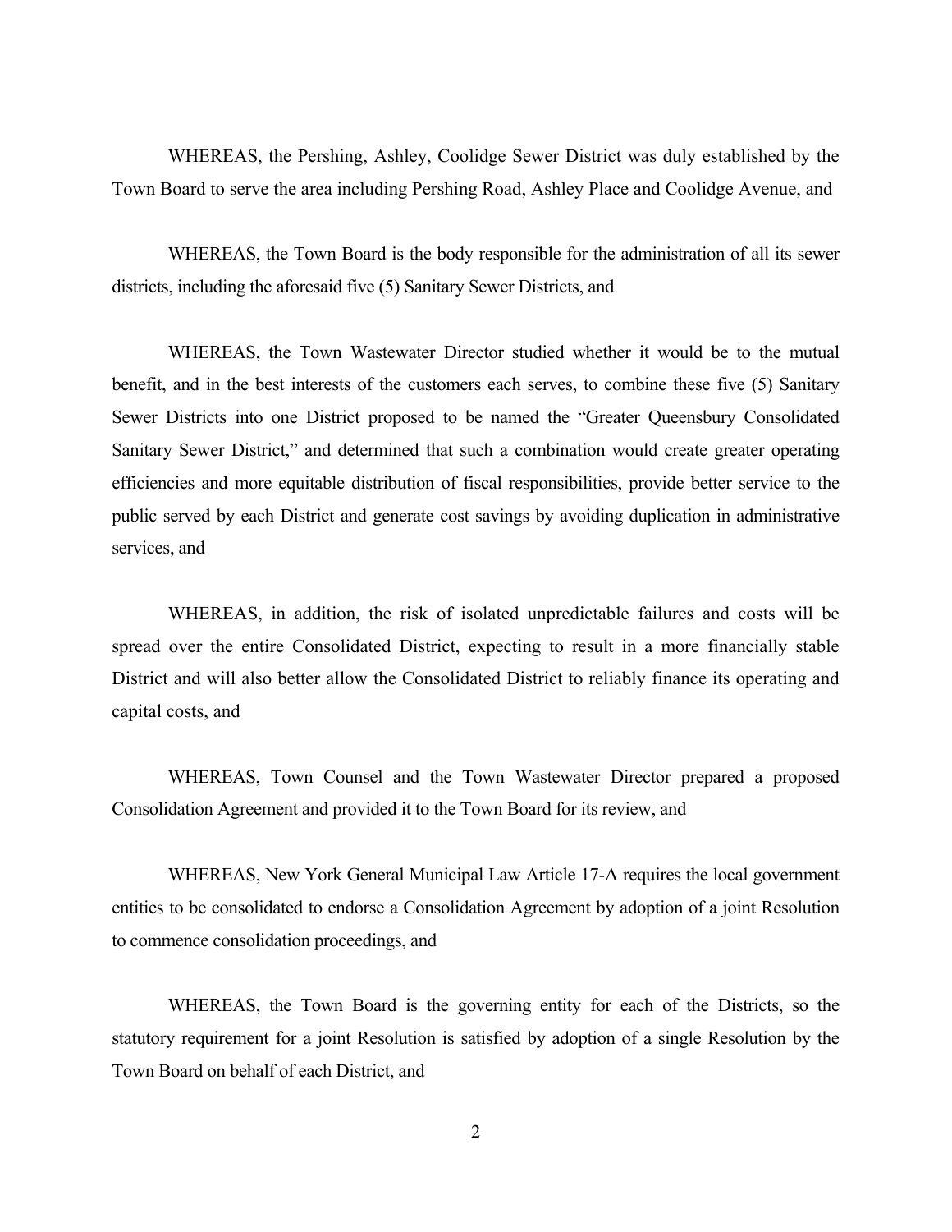WHEREAS, the Pershing, Ashley, Coolidge Sewer District was duly established by the Town Board to serve the area including Pershing Road, Ashley Place and Coolidge Avenue, and

WHEREAS, the Town Board is the body responsible for the administration of all its sewer districts, including the aforesaid five (5) Sanitary Sewer Districts, and

WHEREAS, the Town Wastewater Director studied whether it would be to the mutual benefit, and in the best interests of the customers each serves, to combine these five (5) Sanitary Sewer Districts into one District proposed to be named the "Greater Queensbury Consolidated Sanitary Sewer District," and determined that such a combination would create greater operating efficiencies and more equitable distribution of fiscal responsibilities, provide better service to the public served by each District and generate cost savings by avoiding duplication in administrative services, and

WHEREAS, in addition, the risk of isolated unpredictable failures and costs will be spread over the entire Consolidated District, expecting to result in a more financially stable District and will also better allow the Consolidated District to reliably finance its operating and capital costs, and

WHEREAS, Town Counsel and the Town Wastewater Director prepared a proposed Consolidation Agreement and provided it to the Town Board for its review, and

WHEREAS, New York General Municipal Law Article 17-A requires the local government entities to be consolidated to endorse a Consolidation Agreement by adoption of a joint Resolution to commence consolidation proceedings, and

WHEREAS, the Town Board is the governing entity for each of the Districts, so the statutory requirement for a joint Resolution is satisfied by adoption of a single Resolution by the Town Board on behalf of each District, and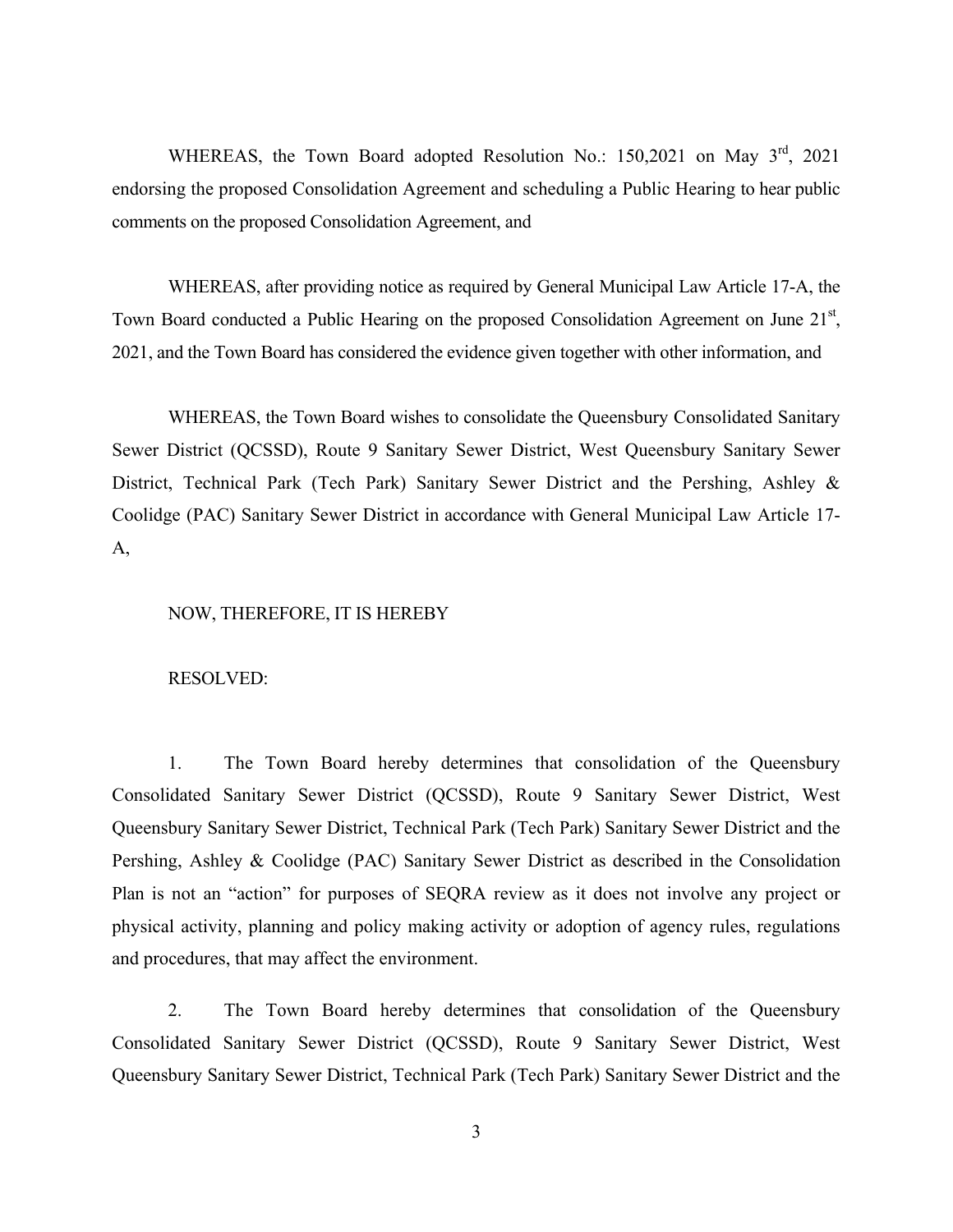WHEREAS, the Town Board adopted Resolution No.: 150,2021 on May 3rd, 2021 endorsing the proposed Consolidation Agreement and scheduling a Public Hearing to hear public comments on the proposed Consolidation Agreement, and

WHEREAS, after providing notice as required by General Municipal Law Article 17-A, the Town Board conducted a Public Hearing on the proposed Consolidation Agreement on June 21st, 2021, and the Town Board has considered the evidence given together with other information, and

WHEREAS, the Town Board wishes to consolidate the Queensbury Consolidated Sanitary Sewer District (QCSSD), Route 9 Sanitary Sewer District, West Queensbury Sanitary Sewer District, Technical Park (Tech Park) Sanitary Sewer District and the Pershing, Ashley & Coolidge (PAC) Sanitary Sewer District in accordance with General Municipal Law Article 17-A,

NOW, THEREFORE, IT IS HEREBY

RESOLVED:

1. The Town Board hereby determines that consolidation of the Queensbury Consolidated Sanitary Sewer District (QCSSD), Route 9 Sanitary Sewer District, West Queensbury Sanitary Sewer District, Technical Park (Tech Park) Sanitary Sewer District and the Pershing, Ashley & Coolidge (PAC) Sanitary Sewer District as described in the Consolidation Plan is not an "action" for purposes of SEQRA review as it does not involve any project or physical activity, planning and policy making activity or adoption of agency rules, regulations and procedures, that may affect the environment.

2. The Town Board hereby determines that consolidation of the Queensbury Consolidated Sanitary Sewer District (QCSSD), Route 9 Sanitary Sewer District, West Queensbury Sanitary Sewer District, Technical Park (Tech Park) Sanitary Sewer District and the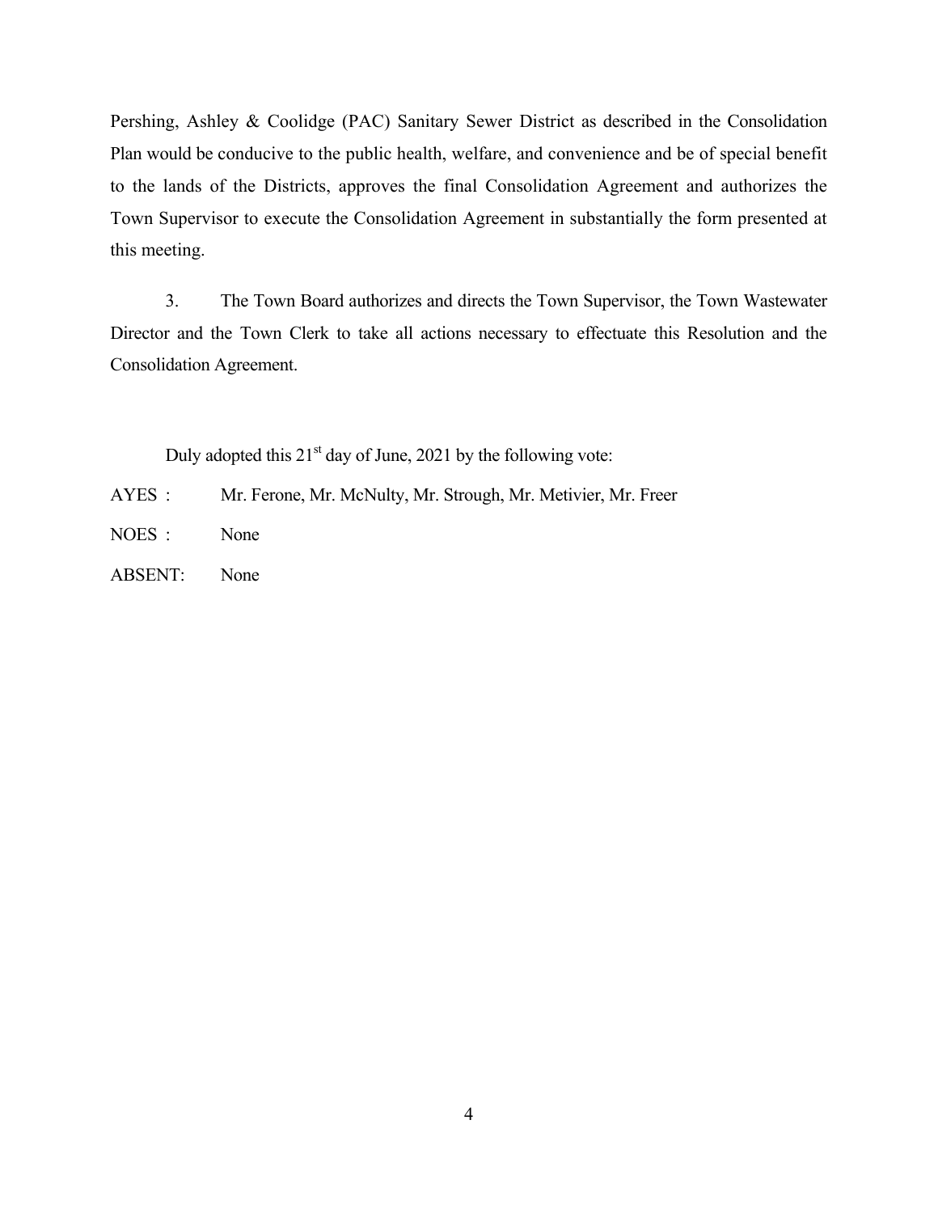Pershing, Ashley & Coolidge (PAC) Sanitary Sewer District as described in the Consolidation Plan would be conducive to the public health, welfare, and convenience and be of special benefit to the lands of the Districts, approves the final Consolidation Agreement and authorizes the Town Supervisor to execute the Consolidation Agreement in substantially the form presented at this meeting.

3. The Town Board authorizes and directs the Town Supervisor, the Town Wastewater Director and the Town Clerk to take all actions necessary to effectuate this Resolution and the Consolidation Agreement.

Duly adopted this 21st day of June, 2021 by the following vote:

AYES : Mr. Ferone, Mr. McNulty, Mr. Strough, Mr. Metivier, Mr. Freer

NOES : None

ABSENT: None